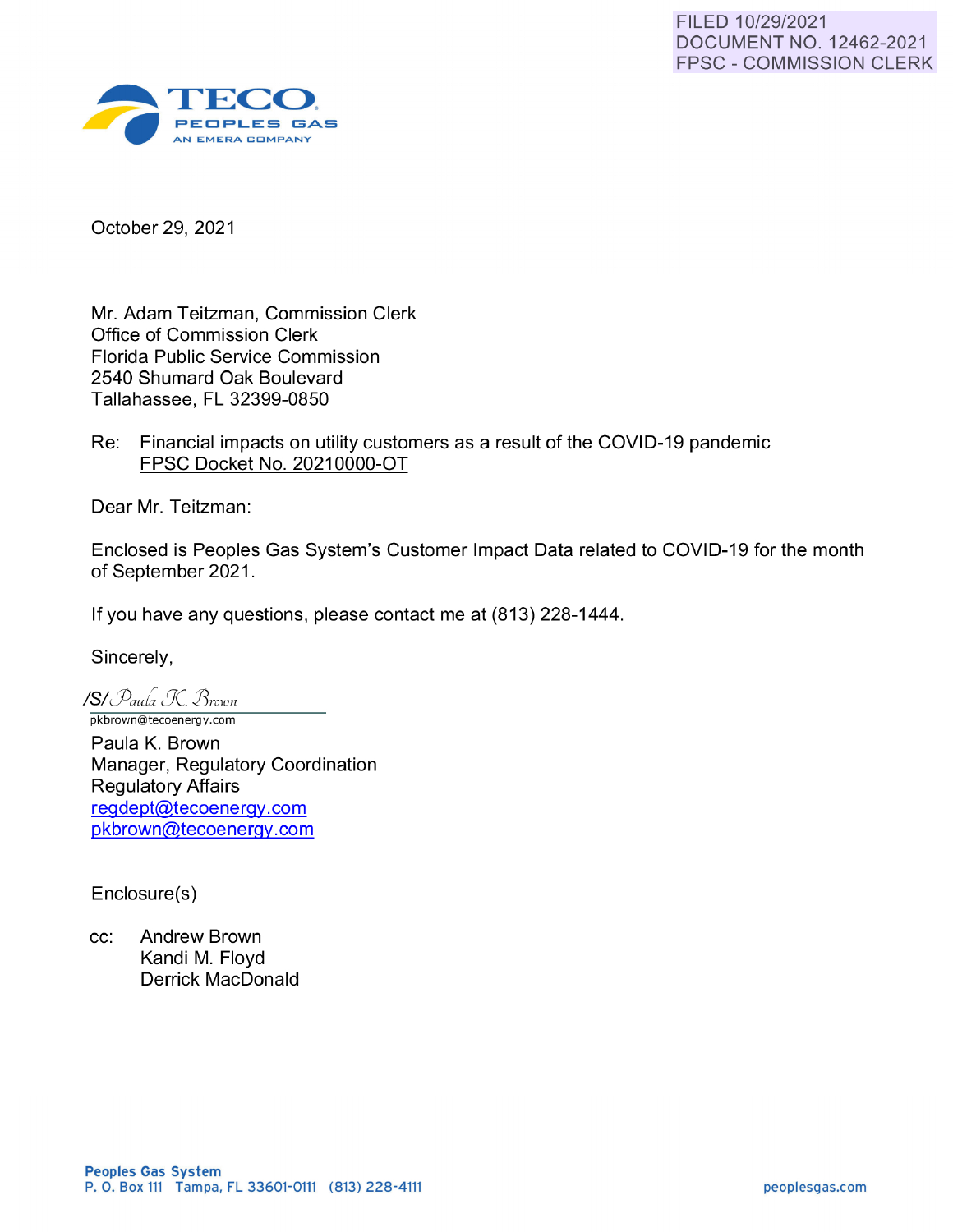FILED 10/29/2021
DOCUMENT NO. 12462-2021
FPSC - COMMISSION CLERK

TECO
PEOPLES GAS
AN EMERA COMPANY

October 29, 2021

Mr. Adam Teitzman, Commission Clerk
Office of Commission Clerk
Florida Public Service Commission
2540 Shumard Oak Boulevard
Tallahassee, FL 32399-0850

Re: Financial impacts on utility customers as a result of the COVID-19 pandemic
FPSC Docket No. 20210000-OT

Dear Mr. Teitzman:

Enclosed is Peoples Gas System's Customer Impact Data related to COVID-19 for the month of September 2021.

If you have any questions, please contact me at (813) 228-1444.

Sincerely,

/S/ Paula K. Brown
pkbrown@tecoenergy.com

Paula K. Brown
Manager, Regulatory Coordination
Regulatory Affairs
regdept@tecoenergy.com
pkbrown@tecoenergy.com

Enclosure(s)

cc: Andrew Brown
Kandi M. Floyd
Derrick MacDonald

**Peoples Gas System**
P. O. Box 111 Tampa, FL 33601-0111 (813) 228-4111 peoplesgas.com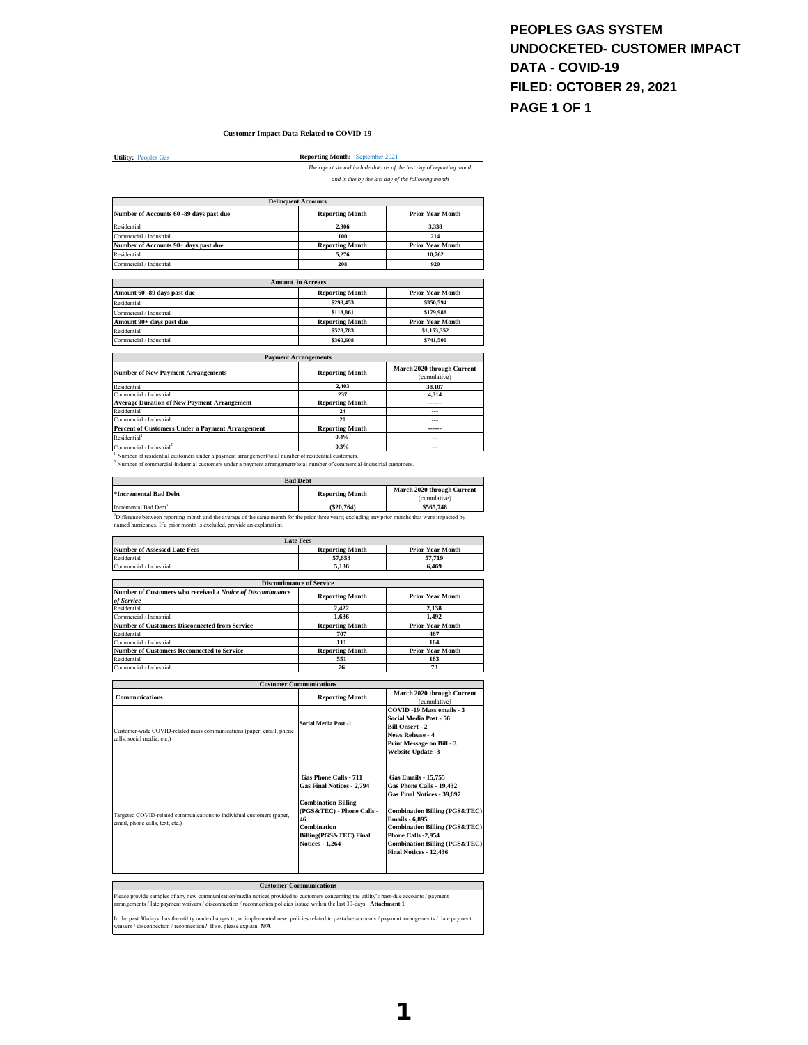# PEOPLES GAS SYSTEM
# UNDOCKETED- CUSTOMER IMPACT DATA - COVID-19
# FILED: OCTOBER 29, 2021
# PAGE 1 OF 1

## Customer Impact Data Related to COVID-19

**Utility:** Peoples Gas

**Reporting Month:** September 2021

*The report should include data as of the last day of reporting month and is due by the last day of the following month*

| Delinquent Accounts | | |
|---|---|---|
| **Number of Accounts 60 -89 days past due** | **Reporting Month** | **Prior Year Month** |
| Residential | **2,906** | **3,338** |
| Commercial / Industrial | **100** | **214** |
| **Number of Accounts 90+ days past due** | **Reporting Month** | **Prior Year Month** |
| Residential | **5,276** | **10,762** |
| Commercial / Industrial | **208** | **920** |

| Amount in Arrears | | |
|---|---|---|
| **Amount 60 -89 days past due** | **Reporting Month** | **Prior Year Month** |
| Residential | **$293,453** | **$350,594** |
| Commercial / Industrial | **$118,861** | **$179,988** |
| **Amount 90+ days past due** | **Reporting Month** | **Prior Year Month** |
| Residential | **$528,783** | **$1,153,352** |
| Commercial / Industrial | **$360,608** | **$741,506** |

| Payment Arrangements | | |
|---|---|---|
| **Number of New Payment Arrangements** | **Reporting Month** | **March 2020 through Current** (cumulative) |
| Residential | **2,403** | **38,107** |
| Commercial / Industrial | **237** | **4,314** |
| **Average Duration of New Payment Arrangement** | **Reporting Month** | ------ |
| Residential | **24** | --- |
| Commercial / Industrial | **20** | --- |
| **Percent of Customers Under a Payment Arrangement** | **Reporting Month** | ------ |
| Residential[1] | **0.4%** | --- |
| Commercial / Industrial[2] | **0.3%** | --- |

[1] Number of residential customers under a payment arrangement/total number of residential customers.
[2] Number of commercial-industrial customers under a payment arrangement/total number of commercial-industrial customers.

| Bad Debt | | |
|---|---|---|
| **\*Incremental Bad Debt** | **Reporting Month** | **March 2020 through Current** (cumulative) |
| Incremental Bad Debt[3] | **($20,764)** | **$565,748** |

[3]Difference between reporting month and the average of the same month for the prior three years; excluding any prior months that were impacted by named hurricanes. If a prior month is excluded, provide an explanation.

| Late Fees | | |
|---|---|---|
| **Number of Assessed Late Fees** | **Reporting Month** | **Prior Year Month** |
| Residential | **57,653** | **57,719** |
| Commercial / Industrial | **5,136** | **6,469** |

| Discontinuance of Service | | |
|---|---|---|
| **Number of Customers who received a *Notice of Discontinuance of Service*** | **Reporting Month** | **Prior Year Month** |
| Residential | **2,422** | **2,138** |
| Commercial / Industrial | **1,636** | **1,492** |
| **Number of Customers Disconnected from Service** | **Reporting Month** | **Prior Year Month** |
| Residential | **707** | **467** |
| Commercial / Industrial | **111** | **164** |
| **Number of Customers Reconnected to Service** | **Reporting Month** | **Prior Year Month** |
| Residential | **551** | **183** |
| Commercial / Industrial | **76** | **73** |

| Customer Communications | | |
|---|---|---|
| **Communications** | **Reporting Month** | **March 2020 through Current** (cumulative) |
| Customer-wide COVID-related mass communications (paper, email, phone calls, social media, etc.) | **Social Media Post -1** | **COVID -19 Mass emails - 3**<br>**Social Media Post - 56**<br>**Bill Onsert - 2**<br>**News Release - 4**<br>**Print Message on Bill - 3**<br>**Website Update -3** |
| Targeted COVID-related communications to individual customers (paper, email, phone calls, text, etc.) | **Gas Phone Calls - 711**<br>**Gas Final Notices - 2,794**<br><br>**Combination Billing (PGS&TEC) - Phone Calls - 46**<br>**Combination Billing(PGS&TEC) Final Notices - 1,264** | **Gas Emails - 15,755**<br>**Gas Phone Calls - 19,432**<br>**Gas Final Notices - 39,897**<br><br>**Combination Billing (PGS&TEC) Emails - 6,895**<br>**Combination Billing (PGS&TEC) Phone Calls -2,954**<br>**Combination Billing (PGS&TEC) Final Notices - 12,436** |

| Customer Communications |
|---|
| Please provide samples of any new communication/media notices provided to customers concerning the utility's past-due accounts / payment arrangements / late payment waivers / disconnection / reconnection policies issued within the last 30-days. **Attachment 1** |
| In the past 30-days, has the utility made changes to, or implemented new, policies related to past-due accounts / payment arrangements / late payment waivers / disconnection / reconnection? If so, please explain. **N/A** |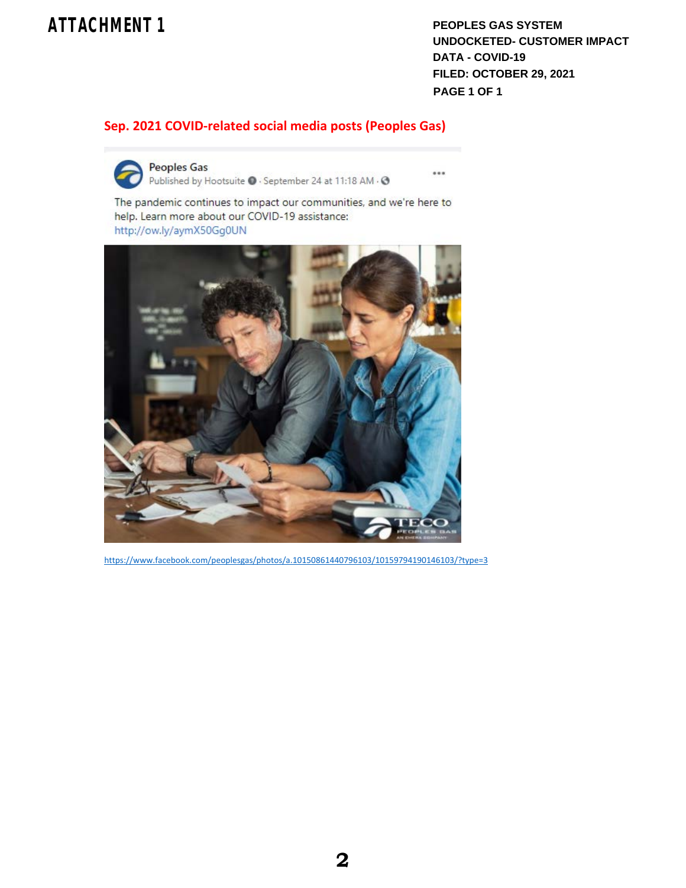# ATTACHMENT 1

**PEOPLES GAS SYSTEM**
**UNDOCKETED- CUSTOMER IMPACT DATA - COVID-19**
**FILED: OCTOBER 29, 2021**
**PAGE 1 OF 1**

## Sep. 2021 COVID-related social media posts (Peoples Gas)

Peoples Gas
Published by Hootsuite · September 24 at 11:18 AM ·

The pandemic continues to impact our communities, and we're here to help. Learn more about our COVID-19 assistance: http://ow.ly/aymX50Gg0UN

https://www.facebook.com/peoplesgas/photos/a.10150861440796103/10159794190146103/?type=3